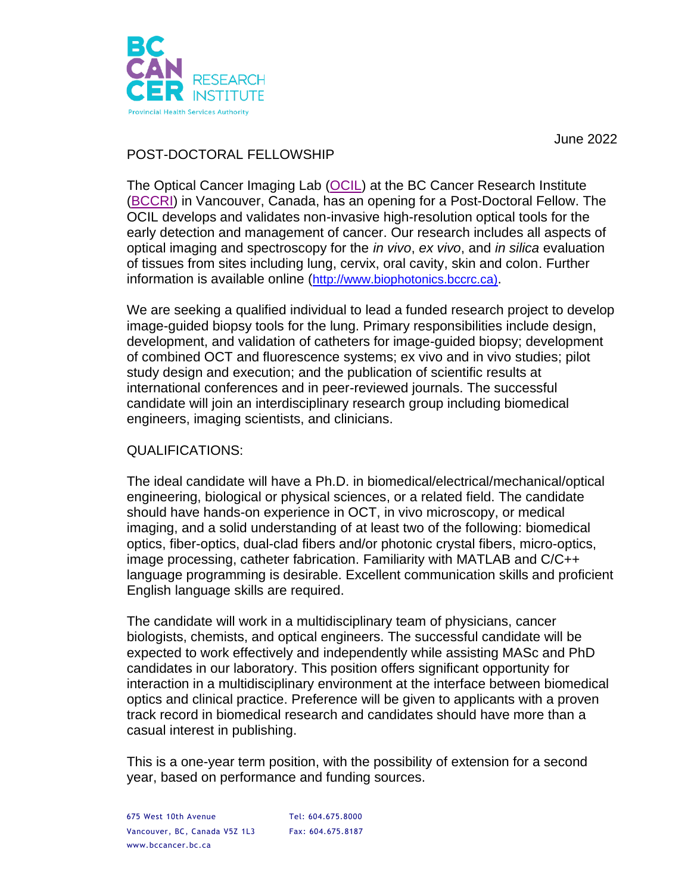BC CANCER RESEARCH INSTITUTE
Provincial Health Services Authority

June 2022

POST-DOCTORAL FELLOWSHIP

The Optical Cancer Imaging Lab (OCIL) at the BC Cancer Research Institute (BCCRI) in Vancouver, Canada, has an opening for a Post-Doctoral Fellow. The OCIL develops and validates non-invasive high-resolution optical tools for the early detection and management of cancer. Our research includes all aspects of optical imaging and spectroscopy for the *in vivo*, *ex vivo*, and *in silica* evaluation of tissues from sites including lung, cervix, oral cavity, skin and colon. Further information is available online (http://www.biophotonics.bccrc.ca).

We are seeking a qualified individual to lead a funded research project to develop image-guided biopsy tools for the lung. Primary responsibilities include design, development, and validation of catheters for image-guided biopsy; development of combined OCT and fluorescence systems; ex vivo and in vivo studies; pilot study design and execution; and the publication of scientific results at international conferences and in peer-reviewed journals. The successful candidate will join an interdisciplinary research group including biomedical engineers, imaging scientists, and clinicians.

QUALIFICATIONS:

The ideal candidate will have a Ph.D. in biomedical/electrical/mechanical/optical engineering, biological or physical sciences, or a related field. The candidate should have hands-on experience in OCT, in vivo microscopy, or medical imaging, and a solid understanding of at least two of the following: biomedical optics, fiber-optics, dual-clad fibers and/or photonic crystal fibers, micro-optics, image processing, catheter fabrication. Familiarity with MATLAB and C/C++ language programming is desirable. Excellent communication skills and proficient English language skills are required.

The candidate will work in a multidisciplinary team of physicians, cancer biologists, chemists, and optical engineers. The successful candidate will be expected to work effectively and independently while assisting MASc and PhD candidates in our laboratory. This position offers significant opportunity for interaction in a multidisciplinary environment at the interface between biomedical optics and clinical practice. Preference will be given to applicants with a proven track record in biomedical research and candidates should have more than a casual interest in publishing.

This is a one-year term position, with the possibility of extension for a second year, based on performance and funding sources.

675 West 10th Avenue
Vancouver, BC, Canada V5Z 1L3
www.bccancer.bc.ca

Tel: 604.675.8000
Fax: 604.675.8187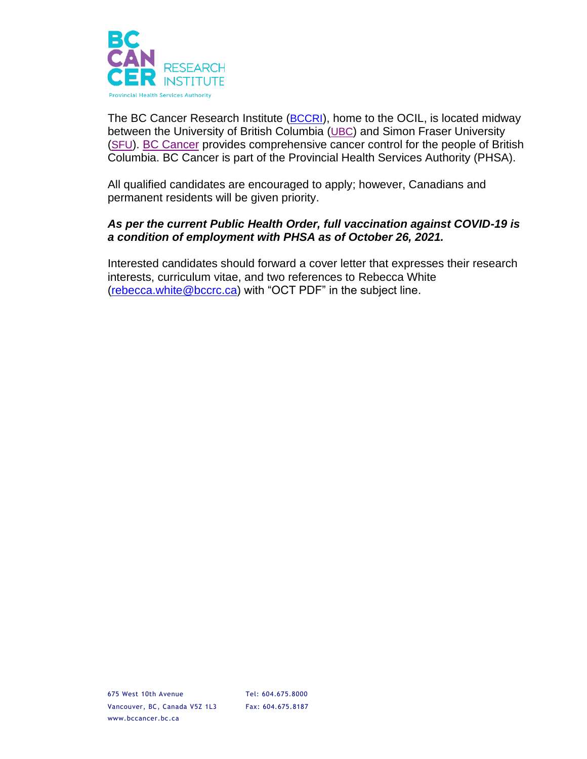The BC Cancer Research Institute (BCCRI), home to the OCIL, is located midway between the University of British Columbia (UBC) and Simon Fraser University (SFU). BC Cancer provides comprehensive cancer control for the people of British Columbia. BC Cancer is part of the Provincial Health Services Authority (PHSA).

All qualified candidates are encouraged to apply; however, Canadians and permanent residents will be given priority.

***As per the current Public Health Order, full vaccination against COVID-19 is a condition of employment with PHSA as of October 26, 2021.***

Interested candidates should forward a cover letter that expresses their research interests, curriculum vitae, and two references to Rebecca White (rebecca.white@bccrc.ca) with "OCT PDF" in the subject line.

675 West 10th Avenue
Vancouver, BC, Canada V5Z 1L3
www.bccancer.bc.ca

Tel: 604.675.8000
Fax: 604.675.8187